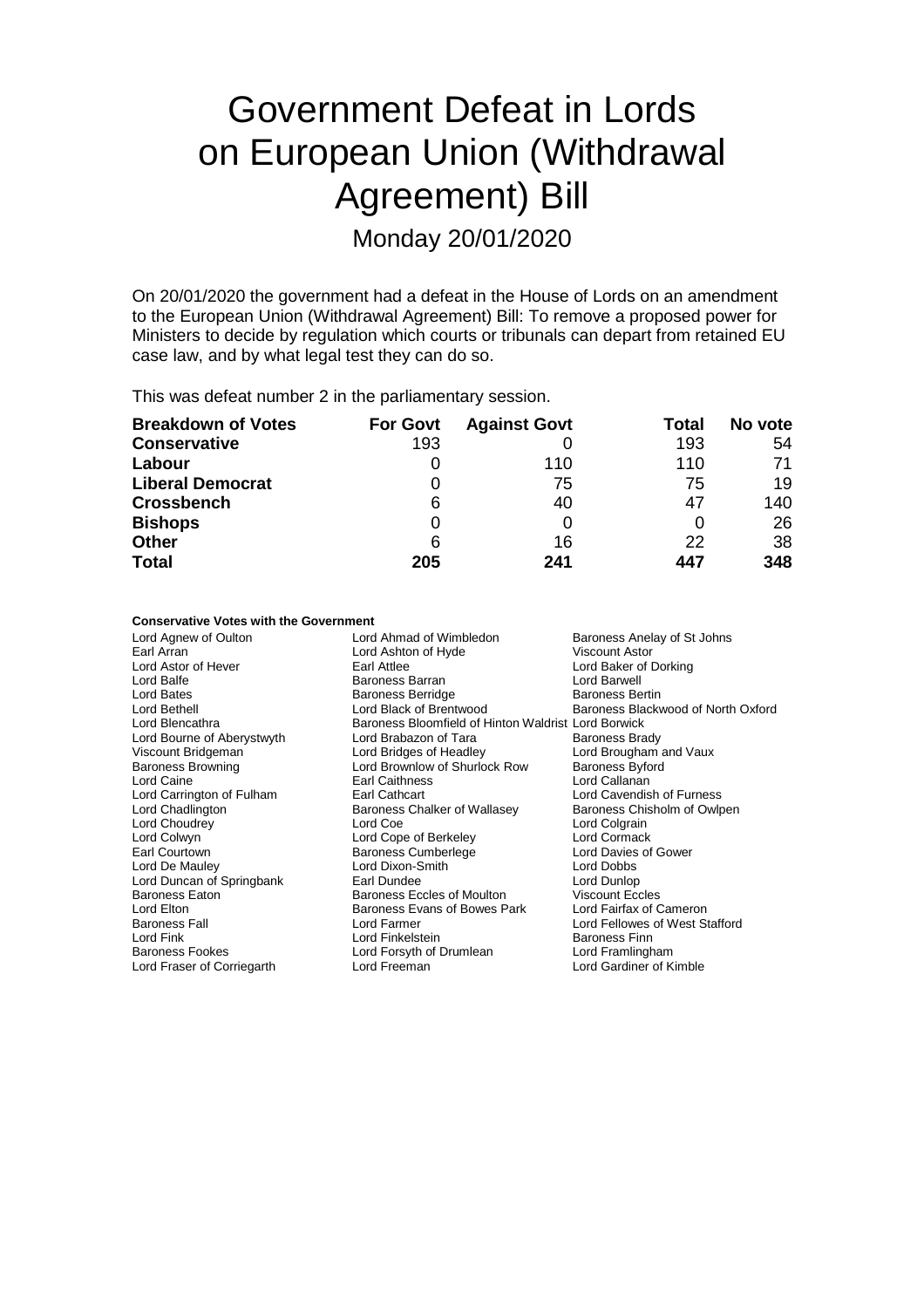# Government Defeat in Lords on European Union (Withdrawal Agreement) Bill

Monday 20/01/2020

On 20/01/2020 the government had a defeat in the House of Lords on an amendment to the European Union (Withdrawal Agreement) Bill: To remove a proposed power for Ministers to decide by regulation which courts or tribunals can depart from retained EU case law, and by what legal test they can do so.

This was defeat number 2 in the parliamentary session.

| Breakdown of Votes | For Govt | Against Govt | Total | No vote |
| --- | --- | --- | --- | --- |
| **Conservative** | 193 | 0 | 193 | 54 |
| **Labour** | 0 | 110 | 110 | 71 |
| **Liberal Democrat** | 0 | 75 | 75 | 19 |
| **Crossbench** | 6 | 40 | 47 | 140 |
| **Bishops** | 0 | 0 | 0 | 26 |
| **Other** | 6 | 16 | 22 | 38 |
| **Total** | **205** | **241** | **447** | **348** |

**Conservative Votes with the Government**

| | | |
| --- | --- | --- |
| Lord Agnew of Oulton | Lord Ahmad of Wimbledon | Baroness Anelay of St Johns |
| Earl Arran | Lord Ashton of Hyde | Viscount Astor |
| Lord Astor of Hever | Earl Attlee | Lord Baker of Dorking |
| Lord Balfe | Baroness Barran | Lord Barwell |
| Lord Bates | Baroness Berridge | Baroness Bertin |
| Lord Bethell | Lord Black of Brentwood | Baroness Blackwood of North Oxford |
| Lord Blencathra | Baroness Bloomfield of Hinton Waldrist | Lord Borwick |
| Lord Bourne of Aberystwyth | Lord Brabazon of Tara | Baroness Brady |
| Viscount Bridgeman | Lord Bridges of Headley | Lord Brougham and Vaux |
| Baroness Browning | Lord Brownlow of Shurlock Row | Baroness Byford |
| Lord Caine | Earl Caithness | Lord Callanan |
| Lord Carrington of Fulham | Earl Cathcart | Lord Cavendish of Furness |
| Lord Chadlington | Baroness Chalker of Wallasey | Baroness Chisholm of Owlpen |
| Lord Choudrey | Lord Coe | Lord Colgrain |
| Lord Colwyn | Lord Cope of Berkeley | Lord Cormack |
| Earl Courtown | Baroness Cumberlege | Lord Davies of Gower |
| Lord De Mauley | Lord Dixon-Smith | Lord Dobbs |
| Lord Duncan of Springbank | Earl Dundee | Lord Dunlop |
| Baroness Eaton | Baroness Eccles of Moulton | Viscount Eccles |
| Lord Elton | Baroness Evans of Bowes Park | Lord Fairfax of Cameron |
| Baroness Fall | Lord Farmer | Lord Fellowes of West Stafford |
| Lord Fink | Lord Finkelstein | Baroness Finn |
| Baroness Fookes | Lord Forsyth of Drumlean | Lord Framlingham |
| Lord Fraser of Corriegarth | Lord Freeman | Lord Gardiner of Kimble |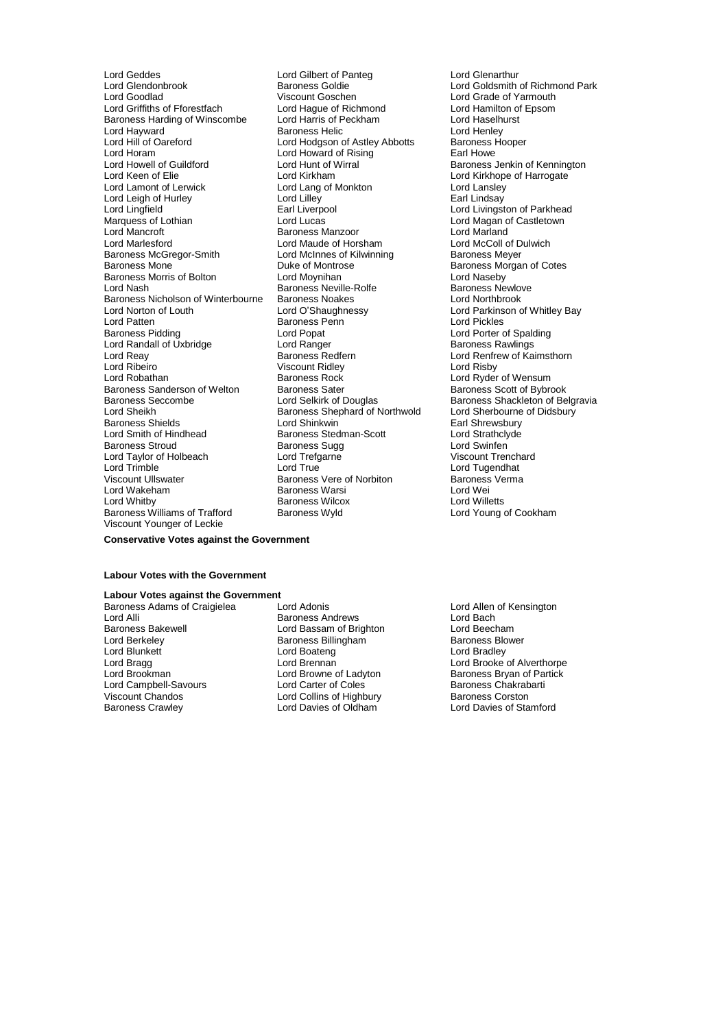Lord Geddes
Lord Gilbert of Panteg
Lord Glenarthur
Lord Glendonbrook
Baroness Goldie
Lord Goldsmith of Richmond Park
Lord Goodlad
Viscount Goschen
Lord Grade of Yarmouth
Lord Griffiths of Fforestfach
Lord Hague of Richmond
Lord Hamilton of Epsom
Baroness Harding of Winscombe
Lord Harris of Peckham
Lord Haselhurst
Lord Hayward
Baroness Helic
Lord Henley
Lord Hill of Oareford
Lord Hodgson of Astley Abbotts
Baroness Hooper
Lord Horam
Lord Howard of Rising
Earl Howe
Lord Howell of Guildford
Lord Hunt of Wirral
Baroness Jenkin of Kennington
Lord Keen of Elie
Lord Kirkham
Lord Kirkhope of Harrogate
Lord Lamont of Lerwick
Lord Lang of Monkton
Lord Lansley
Lord Leigh of Hurley
Lord Lilley
Earl Lindsay
Lord Lingfield
Earl Liverpool
Lord Livingston of Parkhead
Marquess of Lothian
Lord Lucas
Lord Magan of Castletown
Lord Mancroft
Baroness Manzoor
Lord Marland
Lord Marlesford
Lord Maude of Horsham
Lord McColl of Dulwich
Baroness McGregor-Smith
Lord McInnes of Kilwinning
Baroness Meyer
Baroness Mone
Duke of Montrose
Baroness Morgan of Cotes
Baroness Morris of Bolton
Lord Moynihan
Lord Naseby
Lord Nash
Baroness Neville-Rolfe
Baroness Newlove
Baroness Nicholson of Winterbourne
Baroness Noakes
Lord Northbrook
Lord Norton of Louth
Lord O'Shaughnessy
Lord Parkinson of Whitley Bay
Lord Patten
Baroness Penn
Lord Pickles
Baroness Pidding
Lord Popat
Lord Porter of Spalding
Lord Randall of Uxbridge
Lord Ranger
Baroness Rawlings
Lord Reay
Baroness Redfern
Lord Renfrew of Kaimsthorn
Lord Ribeiro
Viscount Ridley
Lord Risby
Lord Robathan
Baroness Rock
Lord Ryder of Wensum
Baroness Sanderson of Welton
Baroness Sater
Baroness Scott of Bybrook
Baroness Seccombe
Lord Selkirk of Douglas
Baroness Shackleton of Belgravia
Lord Sheikh
Baroness Shephard of Northwold
Lord Sherbourne of Didsbury
Baroness Shields
Lord Shinkwin
Earl Shrewsbury
Lord Smith of Hindhead
Baroness Stedman-Scott
Lord Strathclyde
Baroness Stroud
Baroness Sugg
Lord Swinfen
Lord Taylor of Holbeach
Lord Trefgarne
Viscount Trenchard
Lord Trimble
Lord True
Lord Tugendhat
Viscount Ullswater
Baroness Vere of Norbiton
Baroness Verma
Lord Wakeham
Baroness Warsi
Lord Wei
Lord Whitby
Baroness Wilcox
Lord Willetts
Baroness Williams of Trafford
Baroness Wyld
Lord Young of Cookham
Viscount Younger of Leckie

**Conservative Votes against the Government**

**Labour Votes with the Government**

**Labour Votes against the Government**

Baroness Adams of Craigielea
Lord Adonis
Lord Allen of Kensington
Lord Alli
Baroness Andrews
Lord Bach
Baroness Bakewell
Lord Bassam of Brighton
Lord Beecham
Lord Berkeley
Baroness Billingham
Baroness Blower
Lord Blunkett
Lord Boateng
Lord Bradley
Lord Bragg
Lord Brennan
Lord Brooke of Alverthorpe
Lord Brookman
Lord Browne of Ladyton
Baroness Bryan of Partick
Lord Campbell-Savours
Lord Carter of Coles
Baroness Chakrabarti
Viscount Chandos
Lord Collins of Highbury
Baroness Corston
Baroness Crawley
Lord Davies of Oldham
Lord Davies of Stamford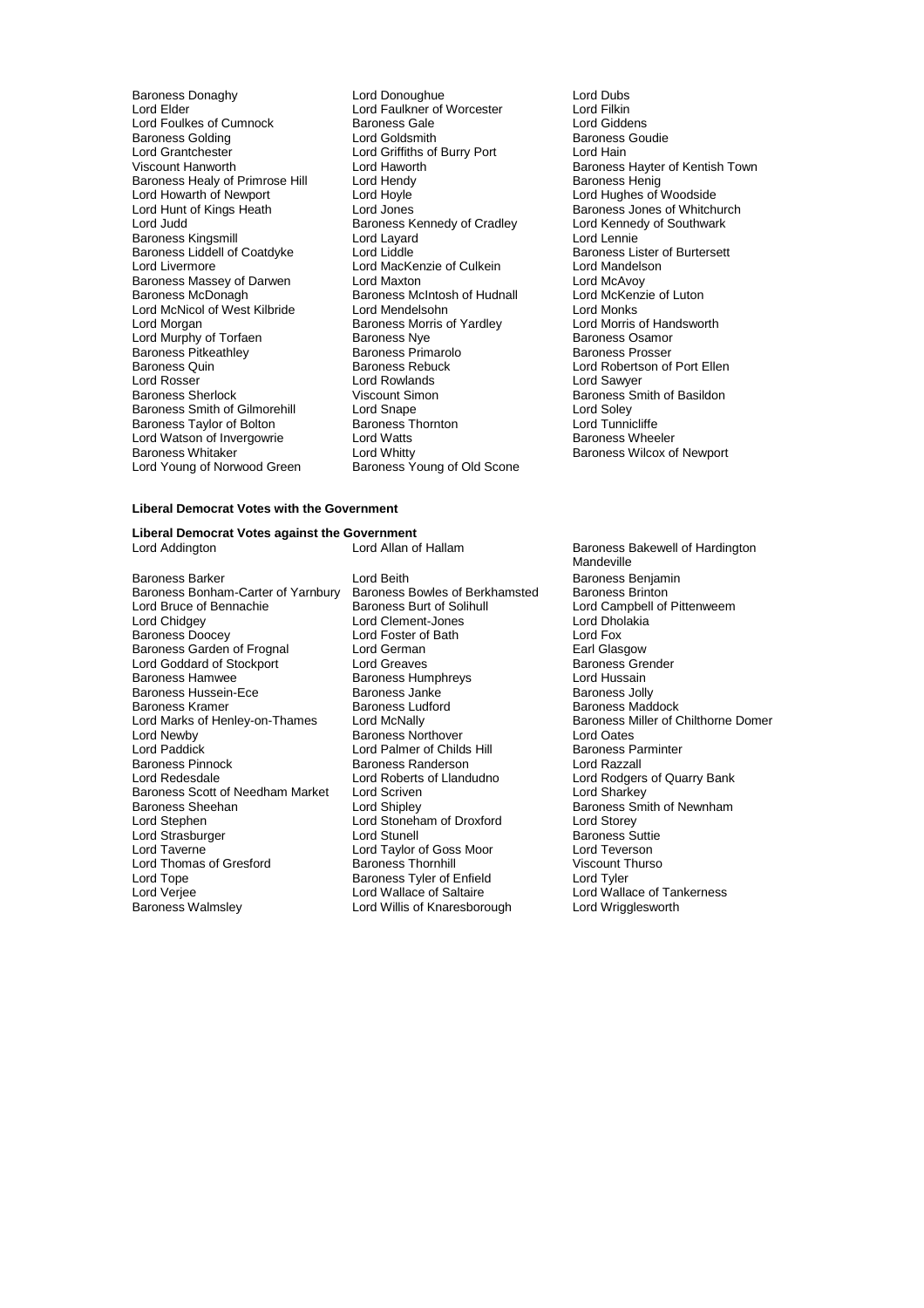Baroness Donaghy
Lord Donoughue
Lord Dubs
Lord Elder
Lord Faulkner of Worcester
Lord Filkin
Lord Foulkes of Cumnock
Baroness Gale
Lord Giddens
Baroness Golding
Lord Goldsmith
Baroness Goudie
Lord Grantchester
Lord Griffiths of Burry Port
Lord Hain
Viscount Hanworth
Lord Haworth
Baroness Hayter of Kentish Town
Baroness Healy of Primrose Hill
Lord Hendy
Baroness Henig
Lord Howarth of Newport
Lord Hoyle
Lord Hughes of Woodside
Lord Hunt of Kings Heath
Lord Jones
Baroness Jones of Whitchurch
Lord Judd
Baroness Kennedy of Cradley
Lord Kennedy of Southwark
Baroness Kingsmill
Lord Layard
Lord Lennie
Baroness Liddell of Coatdyke
Lord Liddle
Baroness Lister of Burtersett
Lord Livermore
Lord MacKenzie of Culkein
Lord Mandelson
Baroness Massey of Darwen
Lord Maxton
Lord McAvoy
Baroness McDonagh
Baroness McIntosh of Hudnall
Lord McKenzie of Luton
Lord McNicol of West Kilbride
Lord Mendelsohn
Lord Monks
Lord Morgan
Baroness Morris of Yardley
Lord Morris of Handsworth
Lord Murphy of Torfaen
Baroness Nye
Baroness Osamor
Baroness Pitkeathley
Baroness Primarolo
Baroness Prosser
Baroness Quin
Baroness Rebuck
Lord Robertson of Port Ellen
Lord Rosser
Lord Rowlands
Lord Sawyer
Baroness Sherlock
Viscount Simon
Baroness Smith of Basildon
Baroness Smith of Gilmorehill
Lord Snape
Lord Soley
Baroness Taylor of Bolton
Baroness Thornton
Lord Tunnicliffe
Lord Watson of Invergowrie
Lord Watts
Baroness Wheeler
Baroness Whitaker
Lord Whitty
Baroness Wilcox of Newport
Lord Young of Norwood Green
Baroness Young of Old Scone

**Liberal Democrat Votes with the Government**

**Liberal Democrat Votes against the Government**

Lord Addington
Lord Allan of Hallam
Baroness Bakewell of Hardington Mandeville
Baroness Barker
Lord Beith
Baroness Benjamin
Baroness Bonham-Carter of Yarnbury
Baroness Bowles of Berkhamsted
Baroness Brinton
Lord Bruce of Bennachie
Baroness Burt of Solihull
Lord Campbell of Pittenweem
Lord Chidgey
Lord Clement-Jones
Lord Dholakia
Baroness Doocey
Lord Foster of Bath
Lord Fox
Baroness Garden of Frognal
Lord German
Earl Glasgow
Lord Goddard of Stockport
Lord Greaves
Baroness Grender
Baroness Hamwee
Baroness Humphreys
Lord Hussain
Baroness Hussein-Ece
Baroness Janke
Baroness Jolly
Baroness Kramer
Baroness Ludford
Baroness Maddock
Lord Marks of Henley-on-Thames
Lord McNally
Baroness Miller of Chilthorne Domer
Lord Newby
Baroness Northover
Lord Oates
Lord Paddick
Lord Palmer of Childs Hill
Baroness Parminter
Baroness Pinnock
Baroness Randerson
Lord Razzall
Lord Redesdale
Lord Roberts of Llandudno
Lord Rodgers of Quarry Bank
Baroness Scott of Needham Market
Lord Scriven
Lord Sharkey
Baroness Sheehan
Lord Shipley
Baroness Smith of Newnham
Lord Stephen
Lord Stoneham of Droxford
Lord Storey
Lord Strasburger
Lord Stunell
Baroness Suttie
Lord Taverne
Lord Taylor of Goss Moor
Lord Teverson
Lord Thomas of Gresford
Baroness Thornhill
Viscount Thurso
Lord Tope
Baroness Tyler of Enfield
Lord Tyler
Lord Verjee
Lord Wallace of Saltaire
Lord Wallace of Tankerness
Baroness Walmsley
Lord Willis of Knaresborough
Lord Wrigglesworth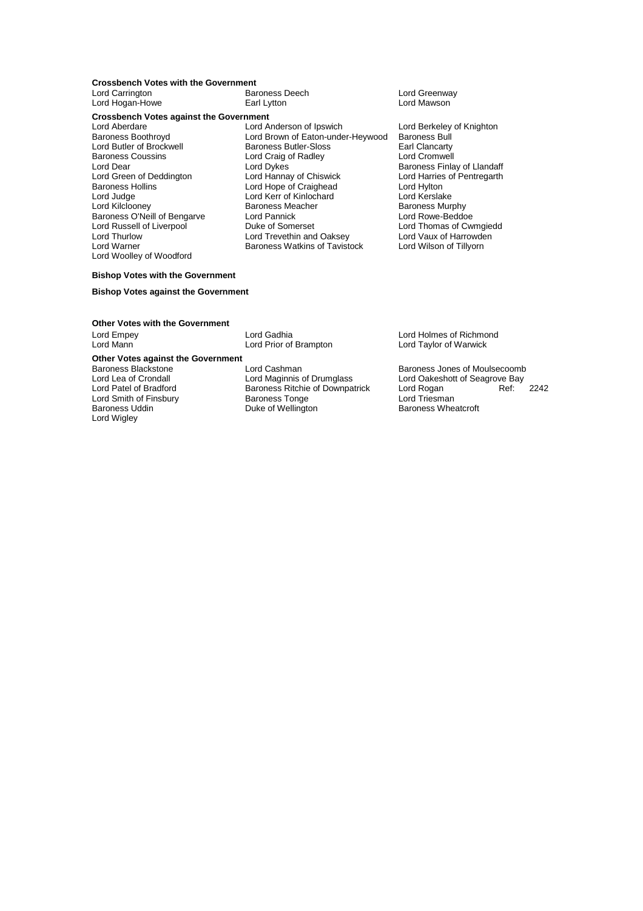**Crossbench Votes with the Government**

Lord Carrington, Baroness Deech, Lord Greenway, Lord Hogan-Howe, Earl Lytton, Lord Mawson

**Crossbench Votes against the Government**

Lord Aberdare, Lord Anderson of Ipswich, Lord Berkeley of Knighton, Baroness Boothroyd, Lord Brown of Eaton-under-Heywood, Baroness Bull, Lord Butler of Brockwell, Baroness Butler-Sloss, Earl Clancarty, Baroness Coussins, Lord Craig of Radley, Lord Cromwell, Lord Dear, Lord Dykes, Baroness Finlay of Llandaff, Lord Green of Deddington, Lord Hannay of Chiswick, Lord Harries of Pentregarth, Baroness Hollins, Lord Hope of Craighead, Lord Hylton, Lord Judge, Lord Kerr of Kinlochard, Lord Kerslake, Lord Kilclooney, Baroness Meacher, Baroness Murphy, Baroness O'Neill of Bengarve, Lord Pannick, Lord Rowe-Beddoe, Lord Russell of Liverpool, Duke of Somerset, Lord Thomas of Cwmgiedd, Lord Thurlow, Lord Trevethin and Oaksey, Lord Vaux of Harrowden, Lord Warner, Baroness Watkins of Tavistock, Lord Wilson of Tillyorn, Lord Woolley of Woodford

**Bishop Votes with the Government**

**Bishop Votes against the Government**

**Other Votes with the Government**

Lord Empey, Lord Gadhia, Lord Holmes of Richmond, Lord Mann, Lord Prior of Brampton, Lord Taylor of Warwick

**Other Votes against the Government**

Baroness Blackstone, Lord Cashman, Baroness Jones of Moulsecoomb, Lord Lea of Crondall, Lord Maginnis of Drumglass, Lord Oakeshott of Seagrove Bay, Lord Patel of Bradford, Baroness Ritchie of Downpatrick, Lord Rogan, Lord Smith of Finsbury, Baroness Tonge, Lord Triesman, Baroness Uddin, Duke of Wellington, Baroness Wheatcroft, Lord Wigley

Ref: 2242